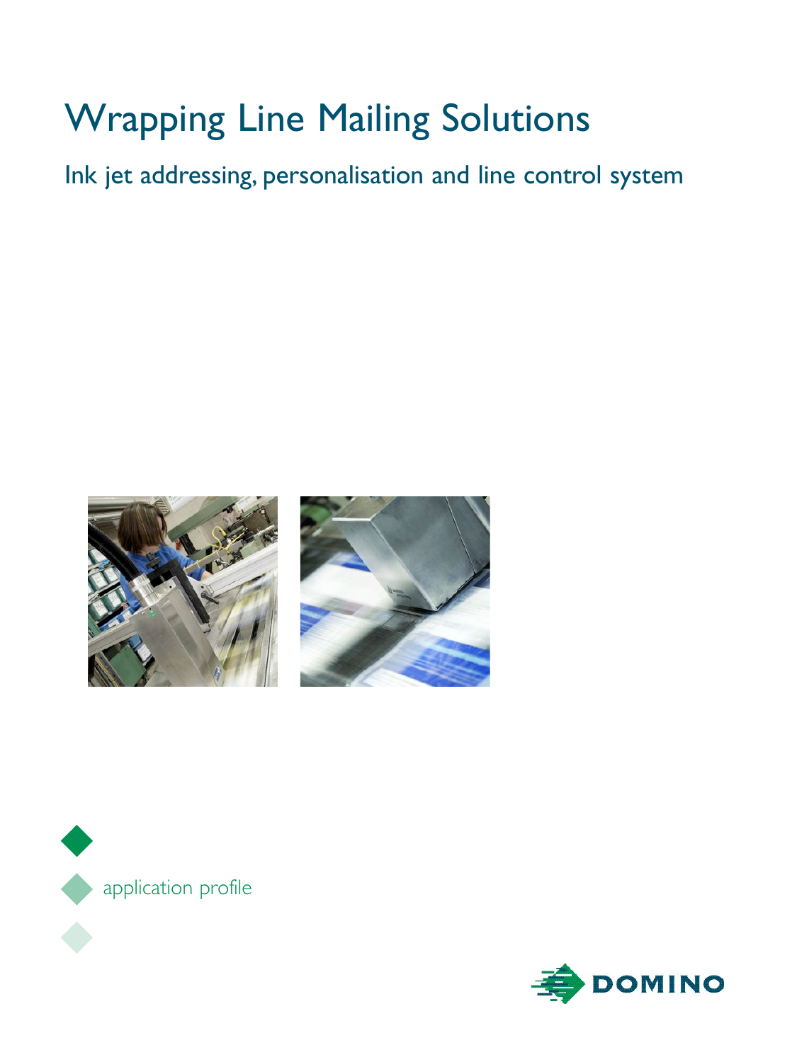# Wrapping Line Mailing Solutions

## Ink jet addressing, personalisation and line control system

application profile

DOMINO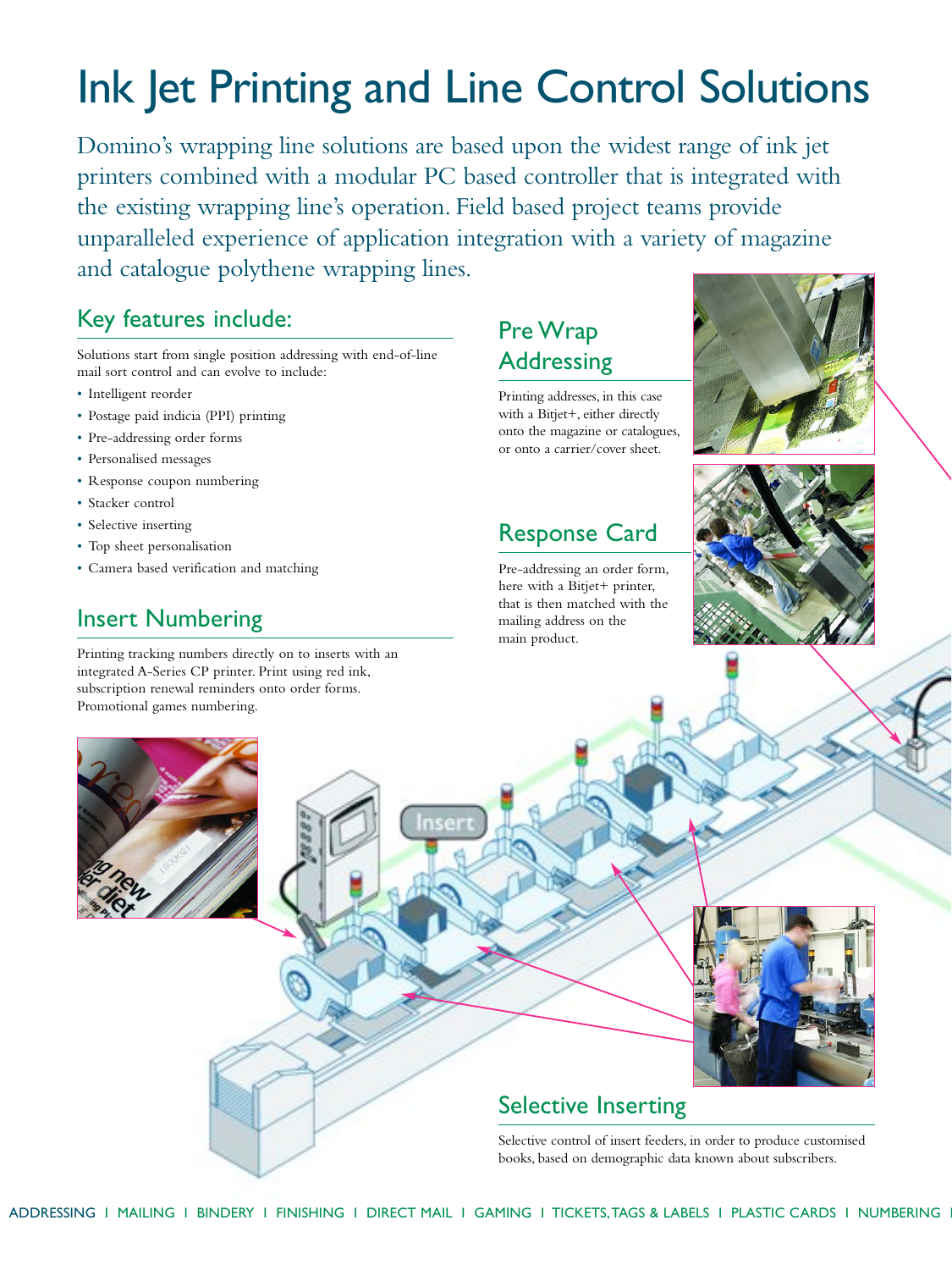# Ink Jet Printing and Line Control Solutions

Domino's wrapping line solutions are based upon the widest range of ink jet printers combined with a modular PC based controller that is integrated with the existing wrapping line's operation. Field based project teams provide unparalleled experience of application integration with a variety of magazine and catalogue polythene wrapping lines.

## Key features include:

Solutions start from single position addressing with end-of-line mail sort control and can evolve to include:

- Intelligent reorder
- Postage paid indicia (PPI) printing
- Pre-addressing order forms
- Personalised messages
- Response coupon numbering
- Stacker control
- Selective inserting
- Top sheet personalisation
- Camera based verification and matching

## Insert Numbering

Printing tracking numbers directly on to inserts with an integrated A-Series CP printer. Print using red ink, subscription renewal reminders onto order forms. Promotional games numbering.

## Pre Wrap Addressing

Printing addresses, in this case with a Bitjet+, either directly onto the magazine or catalogues, or onto a carrier/cover sheet.

## Response Card

Pre-addressing an order form, here with a Bitjet+ printer, that is then matched with the mailing address on the main product.

## Selective Inserting

Selective control of insert feeders, in order to produce customised books, based on demographic data known about subscribers.

ADDRESSING | MAILING | BINDERY | FINISHING | DIRECT MAIL | GAMING | TICKETS, TAGS & LABELS | PLASTIC CARDS | NUMBERING |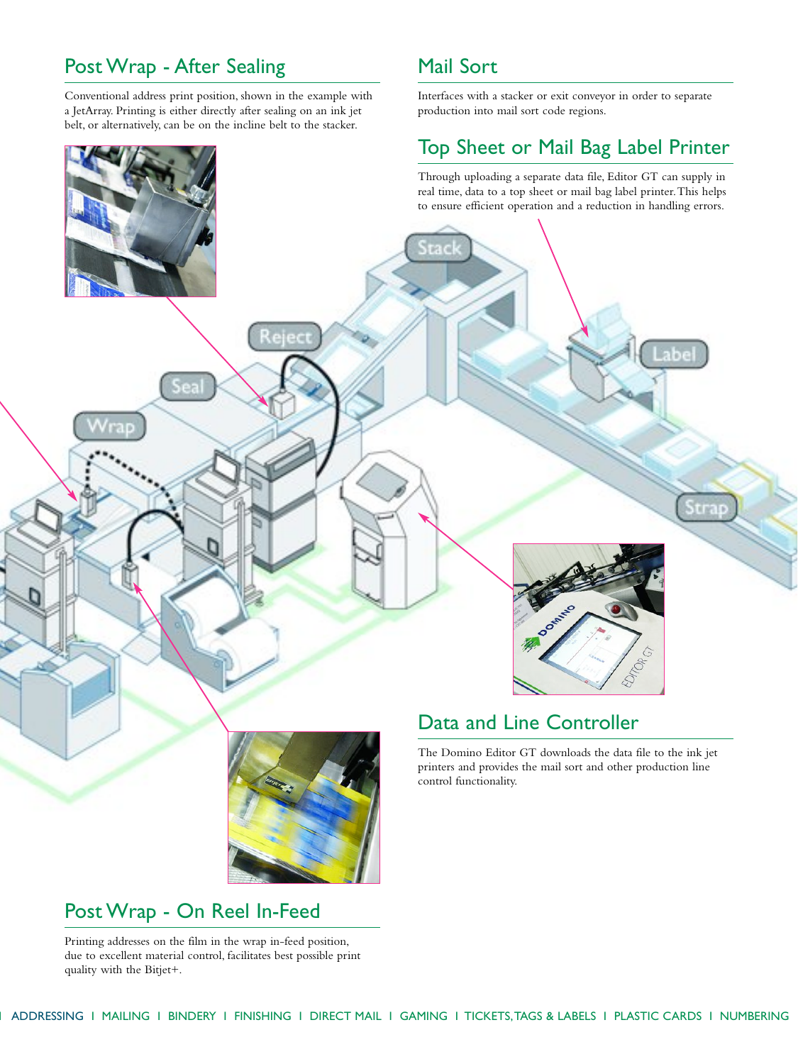## Post Wrap - After Sealing

Conventional address print position, shown in the example with a JetArray. Printing is either directly after sealing on an ink jet belt, or alternatively, can be on the incline belt to the stacker.

## Mail Sort

Interfaces with a stacker or exit conveyor in order to separate production into mail sort code regions.

## Top Sheet or Mail Bag Label Printer

Through uploading a separate data file, Editor GT can supply in real time, data to a top sheet or mail bag label printer. This helps to ensure efficient operation and a reduction in handling errors.

## Data and Line Controller

The Domino Editor GT downloads the data file to the ink jet printers and provides the mail sort and other production line control functionality.

## Post Wrap - On Reel In-Feed

Printing addresses on the film in the wrap in-feed position, due to excellent material control, facilitates best possible print quality with the Bitjet+.

ADDRESSING | MAILING | BINDERY | FINISHING | DIRECT MAIL | GAMING | TICKETS, TAGS & LABELS | PLASTIC CARDS | NUMBERING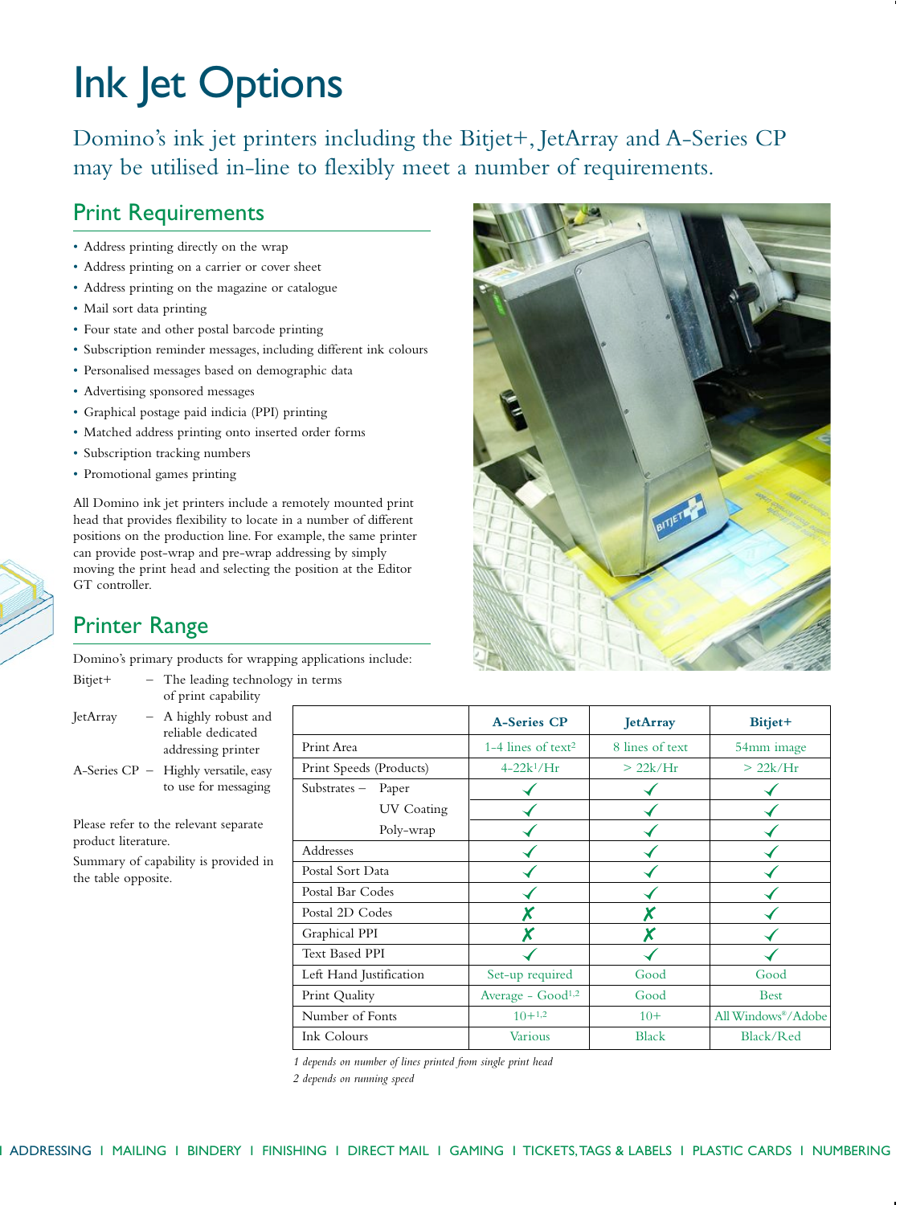# Ink Jet Options

Domino's ink jet printers including the Bitjet+, JetArray and A-Series CP may be utilised in-line to flexibly meet a number of requirements.

## Print Requirements

- Address printing directly on the wrap
- Address printing on a carrier or cover sheet
- Address printing on the magazine or catalogue
- Mail sort data printing
- Four state and other postal barcode printing
- Subscription reminder messages, including different ink colours
- Personalised messages based on demographic data
- Advertising sponsored messages
- Graphical postage paid indicia (PPI) printing
- Matched address printing onto inserted order forms
- Subscription tracking numbers
- Promotional games printing

All Domino ink jet printers include a remotely mounted print head that provides flexibility to locate in a number of different positions on the production line. For example, the same printer can provide post-wrap and pre-wrap addressing by simply moving the print head and selecting the position at the Editor GT controller.

## Printer Range

Domino's primary products for wrapping applications include:

- Bitjet+ – The leading technology in terms of print capability
- JetArray – A highly robust and reliable dedicated addressing printer
- A-Series CP – Highly versatile, easy to use for messaging

Please refer to the relevant separate product literature.

Summary of capability is provided in the table opposite.

| | A-Series CP | JetArray | Bitjet+ |
|---|---|---|---|
| Print Area | 1-4 lines of text[2] | 8 lines of text | 54mm image |
| Print Speeds (Products) | 4-22k[1]/Hr | > 22k/Hr | > 22k/Hr |
| Substrates – Paper | ✓ | ✓ | ✓ |
| UV Coating | ✓ | ✓ | ✓ |
| Poly-wrap | ✓ | ✓ | ✓ |
| Addresses | ✓ | ✓ | ✓ |
| Postal Sort Data | ✓ | ✓ | ✓ |
| Postal Bar Codes | ✓ | ✓ | ✓ |
| Postal 2D Codes | ✗ | ✗ | ✓ |
| Graphical PPI | ✗ | ✗ | ✓ |
| Text Based PPI | ✓ | ✓ | ✓ |
| Left Hand Justification | Set-up required | Good | Good |
| Print Quality | Average - Good[1,2] | Good | Best |
| Number of Fonts | 10+[1,2] | 10+ | All Windows®/Adobe |
| Ink Colours | Various | Black | Black/Red |

*1 depends on number of lines printed from single print head*

*2 depends on running speed*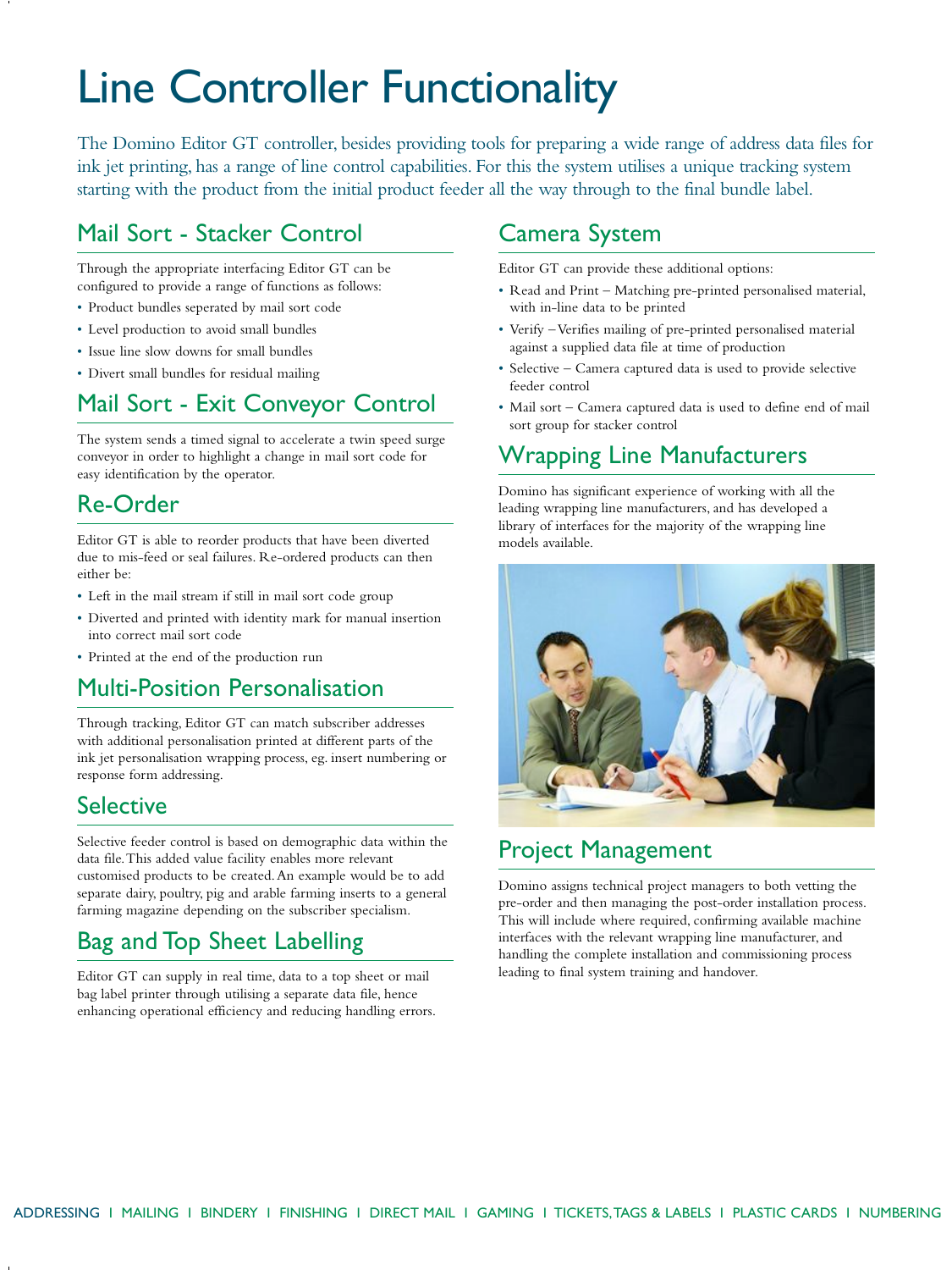# Line Controller Functionality

The Domino Editor GT controller, besides providing tools for preparing a wide range of address data files for ink jet printing, has a range of line control capabilities. For this the system utilises a unique tracking system starting with the product from the initial product feeder all the way through to the final bundle label.

## Mail Sort - Stacker Control

Through the appropriate interfacing Editor GT can be configured to provide a range of functions as follows:

- Product bundles seperated by mail sort code
- Level production to avoid small bundles
- Issue line slow downs for small bundles
- Divert small bundles for residual mailing

## Mail Sort - Exit Conveyor Control

The system sends a timed signal to accelerate a twin speed surge conveyor in order to highlight a change in mail sort code for easy identification by the operator.

## Re-Order

Editor GT is able to reorder products that have been diverted due to mis-feed or seal failures. Re-ordered products can then either be:

- Left in the mail stream if still in mail sort code group
- Diverted and printed with identity mark for manual insertion into correct mail sort code
- Printed at the end of the production run

## Multi-Position Personalisation

Through tracking, Editor GT can match subscriber addresses with additional personalisation printed at different parts of the ink jet personalisation wrapping process, eg. insert numbering or response form addressing.

## Selective

Selective feeder control is based on demographic data within the data file. This added value facility enables more relevant customised products to be created. An example would be to add separate dairy, poultry, pig and arable farming inserts to a general farming magazine depending on the subscriber specialism.

## Bag and Top Sheet Labelling

Editor GT can supply in real time, data to a top sheet or mail bag label printer through utilising a separate data file, hence enhancing operational efficiency and reducing handling errors.

## Camera System

Editor GT can provide these additional options:

- Read and Print – Matching pre-printed personalised material, with in-line data to be printed
- Verify – Verifies mailing of pre-printed personalised material against a supplied data file at time of production
- Selective – Camera captured data is used to provide selective feeder control
- Mail sort – Camera captured data is used to define end of mail sort group for stacker control

## Wrapping Line Manufacturers

Domino has significant experience of working with all the leading wrapping line manufacturers, and has developed a library of interfaces for the majority of the wrapping line models available.

## Project Management

Domino assigns technical project managers to both vetting the pre-order and then managing the post-order installation process. This will include where required, confirming available machine interfaces with the relevant wrapping line manufacturer, and handling the complete installation and commissioning process leading to final system training and handover.

ADDRESSING | MAILING | BINDERY | FINISHING | DIRECT MAIL | GAMING | TICKETS, TAGS & LABELS | PLASTIC CARDS | NUMBERING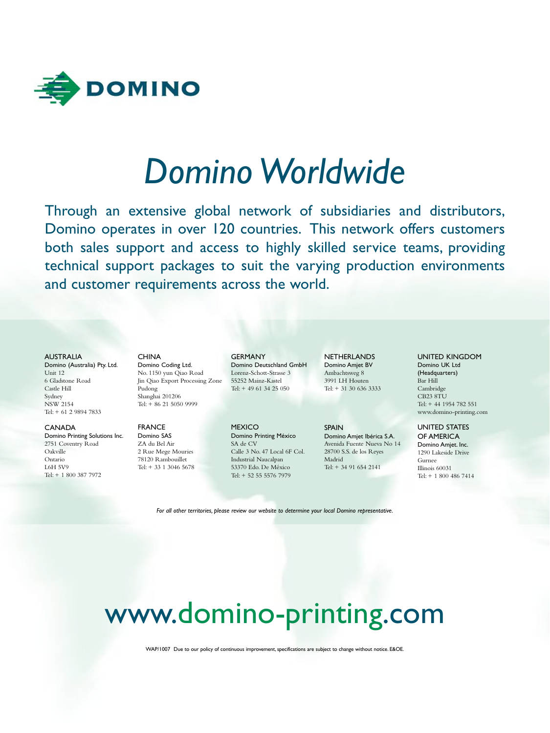DOMINO

# Domino Worldwide

Through an extensive global network of subsidiaries and distributors, Domino operates in over 120 countries. This network offers customers both sales support and access to highly skilled service teams, providing technical support packages to suit the varying production environments and customer requirements across the world.

**AUSTRALIA**
Domino (Australia) Pty. Ltd.
Unit 12
6 Gladstone Road
Castle Hill
Sydney
NSW 2154
Tel: + 61 2 9894 7833

**CANADA**
Domino Printing Solutions Inc.
2751 Coventry Road
Oakville
Ontario
L6H 5V9
Tel: + 1 800 387 7972

**CHINA**
Domino Coding Ltd.
No. 1150 yun Qiao Road
Jin Qiao Export Processing Zone
Pudong
Shanghai 201206
Tel: + 86 21 5050 9999

**FRANCE**
Domino SAS
ZA du Bel Air
2 Rue Mege Mouries
78120 Rambouillet
Tel: + 33 1 3046 5678

**GERMANY**
Domino Deutschland GmbH
Lorenz-Schott-Strasse 3
55252 Mainz-Kastel
Tel: + 49 61 34 25 050

**MEXICO**
Domino Printing México
SA de CV
Calle 3 No. 47 Local 6F Col.
Industrial Naucalpan
53370 Edo. De México
Tel: + 52 55 5576 7979

**NETHERLANDS**
Domino Amjet BV
Ambachtsweg 8
3991 LH Houten
Tel: + 31 30 636 3333

**SPAIN**
Domino Amjet Ibérica S.A.
Avenida Fuente Nueva No 14
28700 S.S. de los Reyes
Madrid
Tel: + 34 91 654 2141

**UNITED KINGDOM**
Domino UK Ltd
(Headquarters)
Bar Hill
Cambridge
CB23 8TU
Tel: + 44 1954 782 551
www.domino-printing.com

**UNITED STATES OF AMERICA**
Domino Amjet. Inc.
1290 Lakeside Drive
Gurnee
Illinois 60031
Tel: + 1 800 486 7414

*For all other territories, please review our website to determine your local Domino representative.*

## www.domino-printing.com

WAP/1007 Due to our policy of continuous improvement, specifications are subject to change without notice. E&OE.